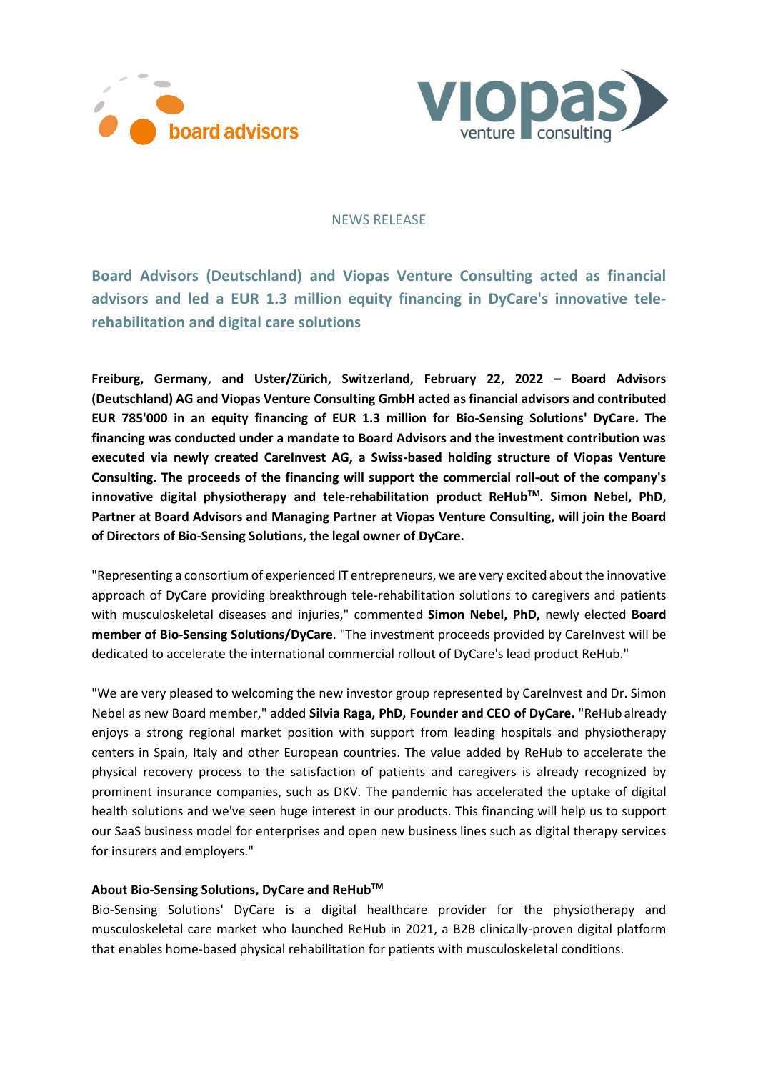NEWS RELEASE

# Board Advisors (Deutschland) and Viopas Venture Consulting acted as financial advisors and led a EUR 1.3 million equity financing in DyCare's innovative tele-rehabilitation and digital care solutions

**Freiburg, Germany, and Uster/Zürich, Switzerland, February 22, 2022 – Board Advisors (Deutschland) AG and Viopas Venture Consulting GmbH acted as financial advisors and contributed EUR 785'000 in an equity financing of EUR 1.3 million for Bio-Sensing Solutions' DyCare. The financing was conducted under a mandate to Board Advisors and the investment contribution was executed via newly created CareInvest AG, a Swiss-based holding structure of Viopas Venture Consulting. The proceeds of the financing will support the commercial roll-out of the company's innovative digital physiotherapy and tele-rehabilitation product ReHub™. Simon Nebel, PhD, Partner at Board Advisors and Managing Partner at Viopas Venture Consulting, will join the Board of Directors of Bio-Sensing Solutions, the legal owner of DyCare.**

"Representing a consortium of experienced IT entrepreneurs, we are very excited about the innovative approach of DyCare providing breakthrough tele-rehabilitation solutions to caregivers and patients with musculoskeletal diseases and injuries," commented **Simon Nebel, PhD,** newly elected **Board member of Bio-Sensing Solutions/DyCare**. "The investment proceeds provided by CareInvest will be dedicated to accelerate the international commercial rollout of DyCare's lead product ReHub."

"We are very pleased to welcoming the new investor group represented by CareInvest and Dr. Simon Nebel as new Board member," added **Silvia Raga, PhD, Founder and CEO of DyCare.** "ReHub already enjoys a strong regional market position with support from leading hospitals and physiotherapy centers in Spain, Italy and other European countries. The value added by ReHub to accelerate the physical recovery process to the satisfaction of patients and caregivers is already recognized by prominent insurance companies, such as DKV. The pandemic has accelerated the uptake of digital health solutions and we've seen huge interest in our products. This financing will help us to support our SaaS business model for enterprises and open new business lines such as digital therapy services for insurers and employers."

**About Bio-Sensing Solutions, DyCare and ReHub™**

Bio-Sensing Solutions' DyCare is a digital healthcare provider for the physiotherapy and musculoskeletal care market who launched ReHub in 2021, a B2B clinically-proven digital platform that enables home-based physical rehabilitation for patients with musculoskeletal conditions.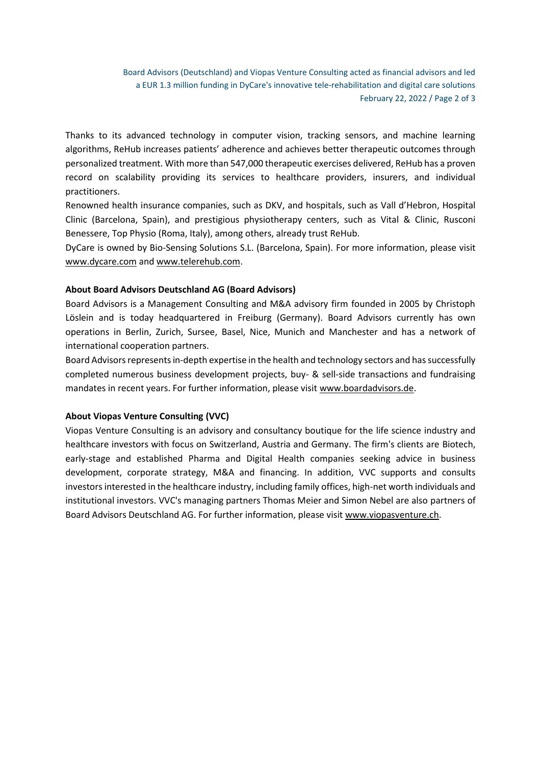Thanks to its advanced technology in computer vision, tracking sensors, and machine learning algorithms, ReHub increases patients' adherence and achieves better therapeutic outcomes through personalized treatment. With more than 547,000 therapeutic exercises delivered, ReHub has a proven record on scalability providing its services to healthcare providers, insurers, and individual practitioners.

Renowned health insurance companies, such as DKV, and hospitals, such as Vall d'Hebron, Hospital Clinic (Barcelona, Spain), and prestigious physiotherapy centers, such as Vital & Clinic, Rusconi Benessere, Top Physio (Roma, Italy), among others, already trust ReHub.

DyCare is owned by Bio-Sensing Solutions S.L. (Barcelona, Spain). For more information, please visit www.dycare.com and www.telerehub.com.

**About Board Advisors Deutschland AG (Board Advisors)**

Board Advisors is a Management Consulting and M&A advisory firm founded in 2005 by Christoph Löslein and is today headquartered in Freiburg (Germany). Board Advisors currently has own operations in Berlin, Zurich, Sursee, Basel, Nice, Munich and Manchester and has a network of international cooperation partners.

Board Advisors represents in-depth expertise in the health and technology sectors and has successfully completed numerous business development projects, buy- & sell-side transactions and fundraising mandates in recent years. For further information, please visit www.boardadvisors.de.

**About Viopas Venture Consulting (VVC)**

Viopas Venture Consulting is an advisory and consultancy boutique for the life science industry and healthcare investors with focus on Switzerland, Austria and Germany. The firm's clients are Biotech, early-stage and established Pharma and Digital Health companies seeking advice in business development, corporate strategy, M&A and financing. In addition, VVC supports and consults investors interested in the healthcare industry, including family offices, high-net worth individuals and institutional investors. VVC's managing partners Thomas Meier and Simon Nebel are also partners of Board Advisors Deutschland AG. For further information, please visit www.viopasventure.ch.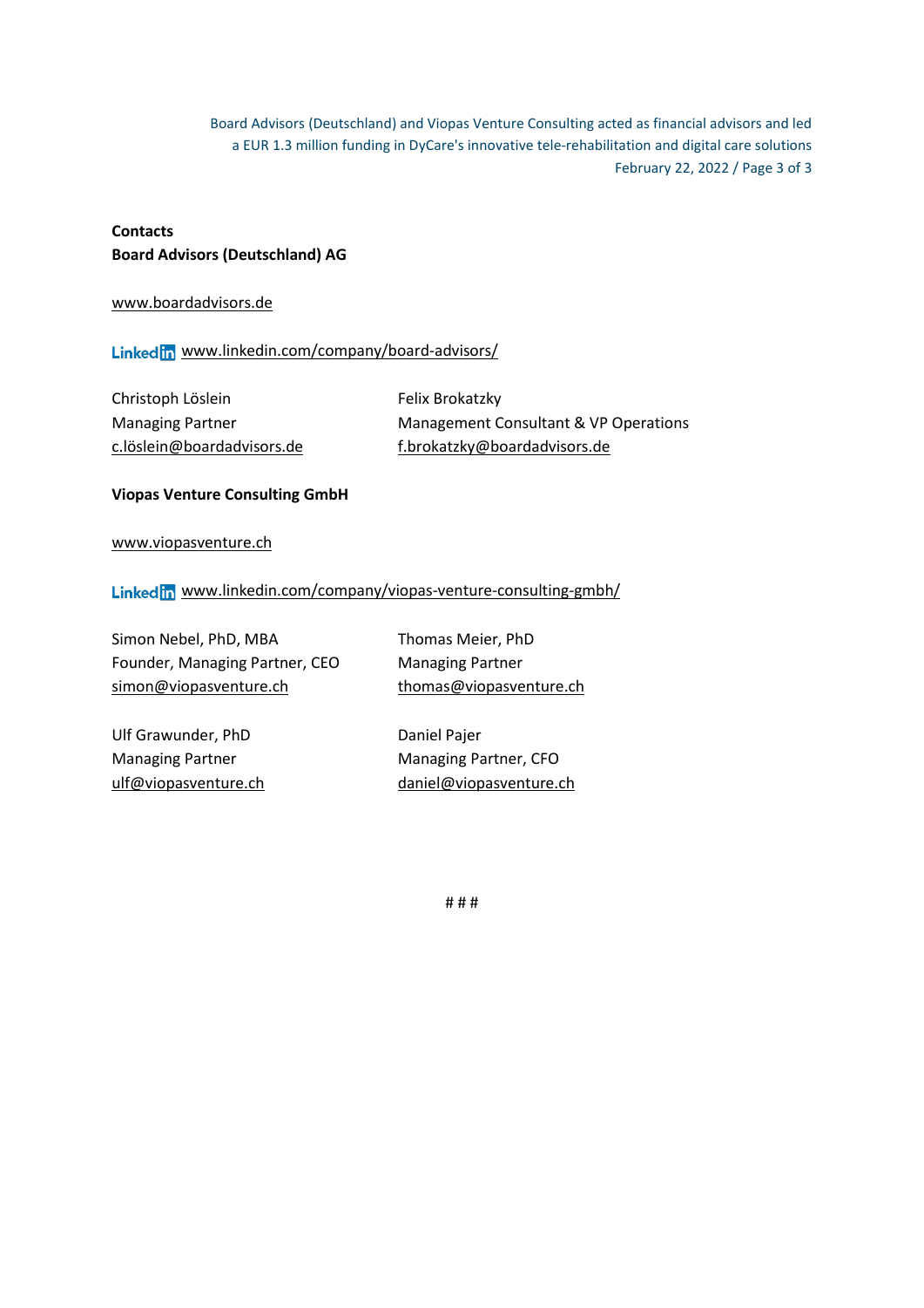**Contacts**
**Board Advisors (Deutschland) AG**

www.boardadvisors.de

LinkedIn www.linkedin.com/company/board-advisors/

Christoph Löslein
Managing Partner
c.löslein@boardadvisors.de

Felix Brokatzky
Management Consultant & VP Operations
f.brokatzky@boardadvisors.de

**Viopas Venture Consulting GmbH**

www.viopasventure.ch

LinkedIn www.linkedin.com/company/viopas-venture-consulting-gmbh/

Simon Nebel, PhD, MBA
Founder, Managing Partner, CEO
simon@viopasventure.ch

Thomas Meier, PhD
Managing Partner
thomas@viopasventure.ch

Ulf Grawunder, PhD
Managing Partner
ulf@viopasventure.ch

Daniel Pajer
Managing Partner, CFO
daniel@viopasventure.ch

# # #